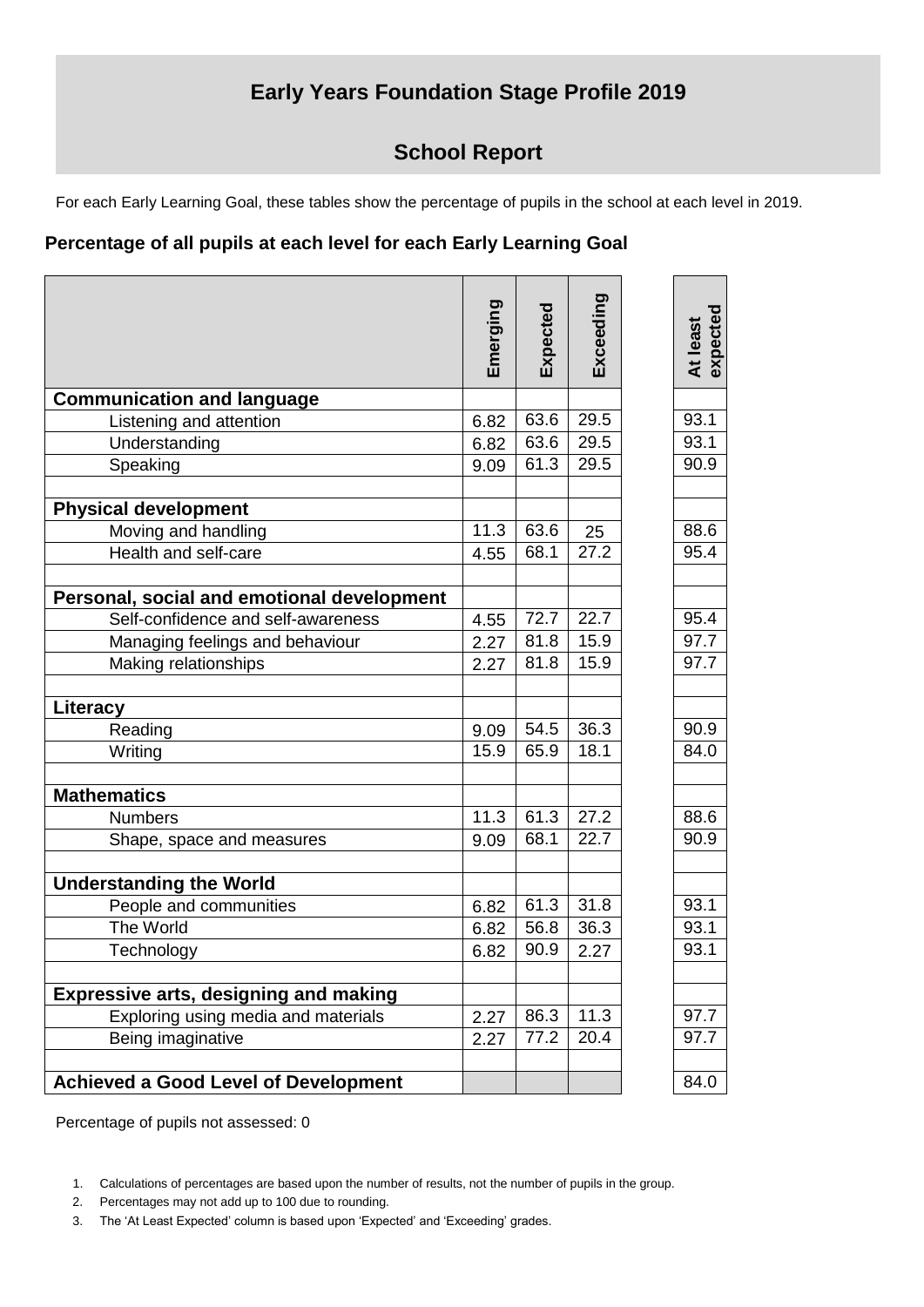# Early Years Foundation Stage Profile 2019

## School Report

For each Early Learning Goal, these tables show the percentage of pupils in the school at each level in 2019.

### Percentage of all pupils at each level for each Early Learning Goal

| | Emerging | Expected | Exceeding | At least expected |
|---|---|---|---|---|
| **Communication and language** | | | | |
| Listening and attention | 6.82 | 63.6 | 29.5 | 93.1 |
| Understanding | 6.82 | 63.6 | 29.5 | 93.1 |
| Speaking | 9.09 | 61.3 | 29.5 | 90.9 |
| | | | | |
| **Physical development** | | | | |
| Moving and handling | 11.3 | 63.6 | 25 | 88.6 |
| Health and self-care | 4.55 | 68.1 | 27.2 | 95.4 |
| | | | | |
| **Personal, social and emotional development** | | | | |
| Self-confidence and self-awareness | 4.55 | 72.7 | 22.7 | 95.4 |
| Managing feelings and behaviour | 2.27 | 81.8 | 15.9 | 97.7 |
| Making relationships | 2.27 | 81.8 | 15.9 | 97.7 |
| | | | | |
| **Literacy** | | | | |
| Reading | 9.09 | 54.5 | 36.3 | 90.9 |
| Writing | 15.9 | 65.9 | 18.1 | 84.0 |
| | | | | |
| **Mathematics** | | | | |
| Numbers | 11.3 | 61.3 | 27.2 | 88.6 |
| Shape, space and measures | 9.09 | 68.1 | 22.7 | 90.9 |
| | | | | |
| **Understanding the World** | | | | |
| People and communities | 6.82 | 61.3 | 31.8 | 93.1 |
| The World | 6.82 | 56.8 | 36.3 | 93.1 |
| Technology | 6.82 | 90.9 | 2.27 | 93.1 |
| | | | | |
| **Expressive arts, designing and making** | | | | |
| Exploring using media and materials | 2.27 | 86.3 | 11.3 | 97.7 |
| Being imaginative | 2.27 | 77.2 | 20.4 | 97.7 |
| | | | | |
| **Achieved a Good Level of Development** | | | | 84.0 |

Percentage of pupils not assessed: 0

1. Calculations of percentages are based upon the number of results, not the number of pupils in the group.
2. Percentages may not add up to 100 due to rounding.
3. The 'At Least Expected' column is based upon 'Expected' and 'Exceeding' grades.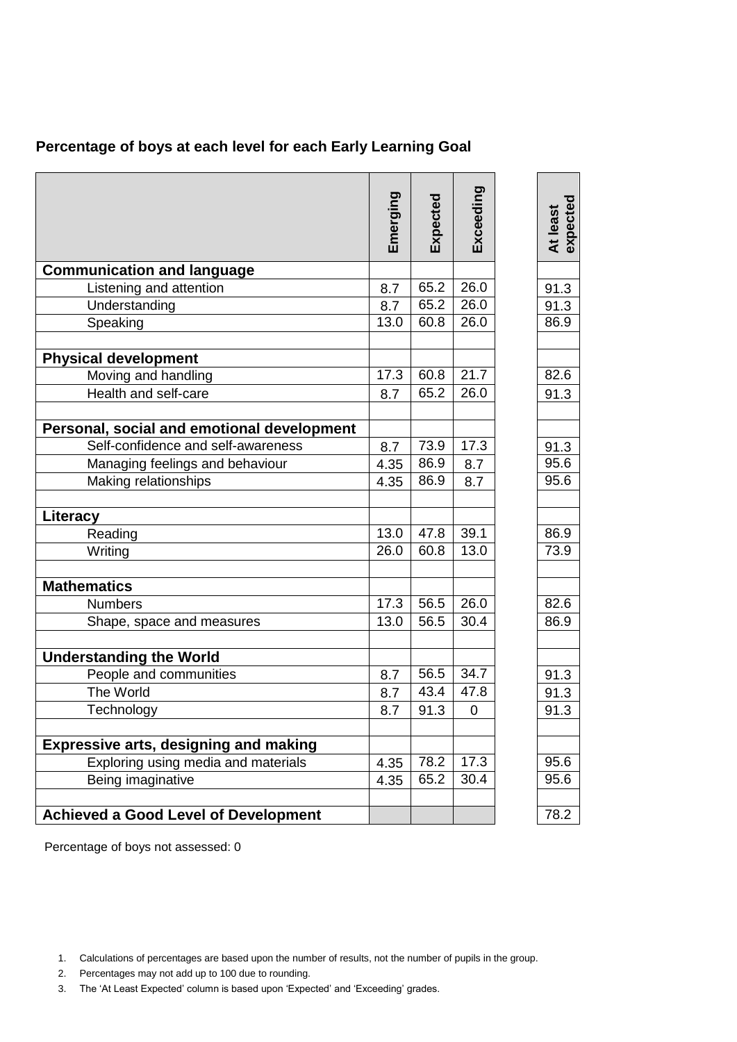**Percentage of boys at each level for each Early Learning Goal**

| | Emerging | Expected | Exceeding | At least expected |
|---|---|---|---|---|
| **Communication and language** | | | | |
| Listening and attention | 8.7 | 65.2 | 26.0 | 91.3 |
| Understanding | 8.7 | 65.2 | 26.0 | 91.3 |
| Speaking | 13.0 | 60.8 | 26.0 | 86.9 |
| | | | | |
| **Physical development** | | | | |
| Moving and handling | 17.3 | 60.8 | 21.7 | 82.6 |
| Health and self-care | 8.7 | 65.2 | 26.0 | 91.3 |
| | | | | |
| **Personal, social and emotional development** | | | | |
| Self-confidence and self-awareness | 8.7 | 73.9 | 17.3 | 91.3 |
| Managing feelings and behaviour | 4.35 | 86.9 | 8.7 | 95.6 |
| Making relationships | 4.35 | 86.9 | 8.7 | 95.6 |
| | | | | |
| **Literacy** | | | | |
| Reading | 13.0 | 47.8 | 39.1 | 86.9 |
| Writing | 26.0 | 60.8 | 13.0 | 73.9 |
| | | | | |
| **Mathematics** | | | | |
| Numbers | 17.3 | 56.5 | 26.0 | 82.6 |
| Shape, space and measures | 13.0 | 56.5 | 30.4 | 86.9 |
| | | | | |
| **Understanding the World** | | | | |
| People and communities | 8.7 | 56.5 | 34.7 | 91.3 |
| The World | 8.7 | 43.4 | 47.8 | 91.3 |
| Technology | 8.7 | 91.3 | 0 | 91.3 |
| | | | | |
| **Expressive arts, designing and making** | | | | |
| Exploring using media and materials | 4.35 | 78.2 | 17.3 | 95.6 |
| Being imaginative | 4.35 | 65.2 | 30.4 | 95.6 |
| | | | | |
| **Achieved a Good Level of Development** | | | | 78.2 |

Percentage of boys not assessed: 0

1. Calculations of percentages are based upon the number of results, not the number of pupils in the group.
2. Percentages may not add up to 100 due to rounding.
3. The 'At Least Expected' column is based upon 'Expected' and 'Exceeding' grades.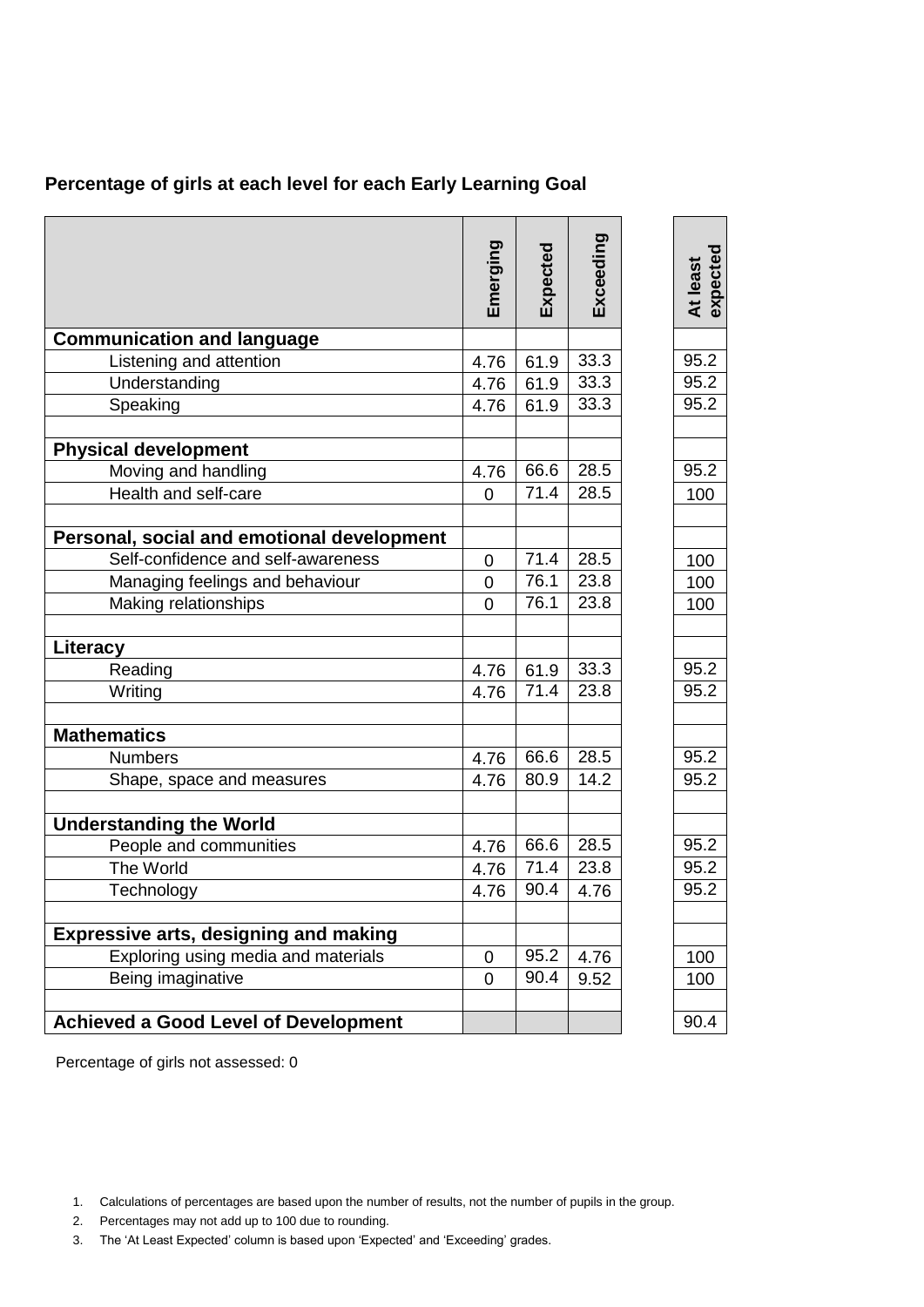**Percentage of girls at each level for each Early Learning Goal**

| | Emerging | Expected | Exceeding | At least expected |
|---|---|---|---|---|
| **Communication and language** | | | | |
| Listening and attention | 4.76 | 61.9 | 33.3 | 95.2 |
| Understanding | 4.76 | 61.9 | 33.3 | 95.2 |
| Speaking | 4.76 | 61.9 | 33.3 | 95.2 |
| | | | | |
| **Physical development** | | | | |
| Moving and handling | 4.76 | 66.6 | 28.5 | 95.2 |
| Health and self-care | 0 | 71.4 | 28.5 | 100 |
| | | | | |
| **Personal, social and emotional development** | | | | |
| Self-confidence and self-awareness | 0 | 71.4 | 28.5 | 100 |
| Managing feelings and behaviour | 0 | 76.1 | 23.8 | 100 |
| Making relationships | 0 | 76.1 | 23.8 | 100 |
| | | | | |
| **Literacy** | | | | |
| Reading | 4.76 | 61.9 | 33.3 | 95.2 |
| Writing | 4.76 | 71.4 | 23.8 | 95.2 |
| | | | | |
| **Mathematics** | | | | |
| Numbers | 4.76 | 66.6 | 28.5 | 95.2 |
| Shape, space and measures | 4.76 | 80.9 | 14.2 | 95.2 |
| | | | | |
| **Understanding the World** | | | | |
| People and communities | 4.76 | 66.6 | 28.5 | 95.2 |
| The World | 4.76 | 71.4 | 23.8 | 95.2 |
| Technology | 4.76 | 90.4 | 4.76 | 95.2 |
| | | | | |
| **Expressive arts, designing and making** | | | | |
| Exploring using media and materials | 0 | 95.2 | 4.76 | 100 |
| Being imaginative | 0 | 90.4 | 9.52 | 100 |
| | | | | |
| **Achieved a Good Level of Development** | | | | 90.4 |

Percentage of girls not assessed: 0

1. Calculations of percentages are based upon the number of results, not the number of pupils in the group.
2. Percentages may not add up to 100 due to rounding.
3. The 'At Least Expected' column is based upon 'Expected' and 'Exceeding' grades.